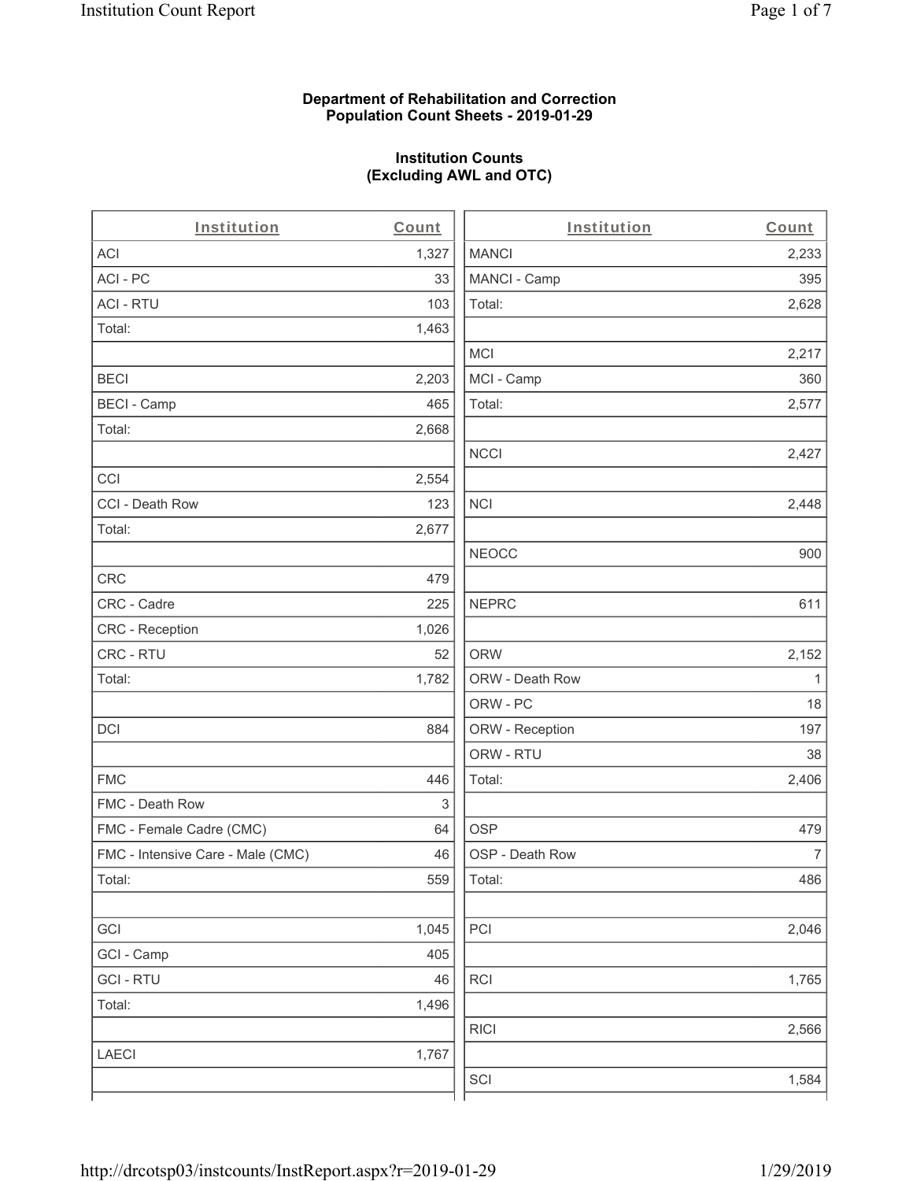**Department of Rehabilitation and Correction**
**Population Count Sheets - 2019-01-29**

**Institution Counts**
**(Excluding AWL and OTC)**

| Institution | Count |
|---|---|
| ACI | 1,327 |
| ACI - PC | 33 |
| ACI - RTU | 103 |
| Total: | 1,463 |
| | |
| BECI | 2,203 |
| BECI - Camp | 465 |
| Total: | 2,668 |
| | |
| CCI | 2,554 |
| CCI - Death Row | 123 |
| Total: | 2,677 |
| | |
| CRC | 479 |
| CRC - Cadre | 225 |
| CRC - Reception | 1,026 |
| CRC - RTU | 52 |
| Total: | 1,782 |
| | |
| DCI | 884 |
| | |
| FMC | 446 |
| FMC - Death Row | 3 |
| FMC - Female Cadre (CMC) | 64 |
| FMC - Intensive Care - Male (CMC) | 46 |
| Total: | 559 |
| | |
| GCI | 1,045 |
| GCI - Camp | 405 |
| GCI - RTU | 46 |
| Total: | 1,496 |
| | |
| LAECI | 1,767 |
| | |
| MANCI | 2,233 |
| MANCI - Camp | 395 |
| Total: | 2,628 |
| | |
| MCI | 2,217 |
| MCI - Camp | 360 |
| Total: | 2,577 |
| | |
| NCCI | 2,427 |
| | |
| NCI | 2,448 |
| | |
| NEOCC | 900 |
| | |
| NEPRC | 611 |
| | |
| ORW | 2,152 |
| ORW - Death Row | 1 |
| ORW - PC | 18 |
| ORW - Reception | 197 |
| ORW - RTU | 38 |
| Total: | 2,406 |
| | |
| OSP | 479 |
| OSP - Death Row | 7 |
| Total: | 486 |
| | |
| PCI | 2,046 |
| | |
| RCI | 1,765 |
| | |
| RICI | 2,566 |
| | |
| SCI | 1,584 |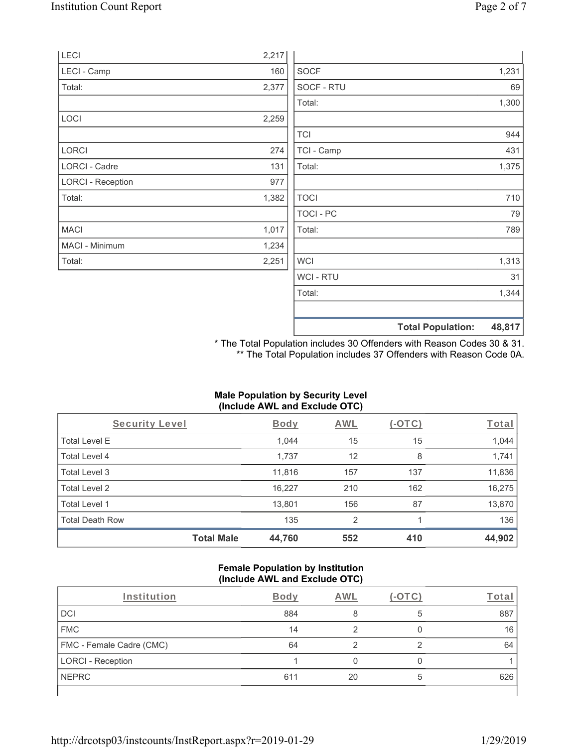| | |
|---|---|
| LECI | 2,217 |
| LECI - Camp | 160 |
| Total: | 2,377 |
| | |
| LOCI | 2,259 |
| | |
| LORCI | 274 |
| LORCI - Cadre | 131 |
| LORCI - Reception | 977 |
| Total: | 1,382 |
| | |
| MACI | 1,017 |
| MACI - Minimum | 1,234 |
| Total: | 2,251 |

| | |
|---|---|
| | |
| SOCF | 1,231 |
| SOCF - RTU | 69 |
| Total: | 1,300 |
| | |
| TCI | 944 |
| TCI - Camp | 431 |
| Total: | 1,375 |
| | |
| TOCI | 710 |
| TOCI - PC | 79 |
| Total: | 789 |
| | |
| WCI | 1,313 |
| WCI - RTU | 31 |
| Total: | 1,344 |
| | |
| **Total Population:** | **48,817** |

\* The Total Population includes 30 Offenders with Reason Codes 30 & 31.
\*\* The Total Population includes 37 Offenders with Reason Code 0A.

### Male Population by Security Level (Include AWL and Exclude OTC)

| Security Level | Body | AWL | (-OTC) | Total |
|---|---|---|---|---|
| Total Level E | 1,044 | 15 | 15 | 1,044 |
| Total Level 4 | 1,737 | 12 | 8 | 1,741 |
| Total Level 3 | 11,816 | 157 | 137 | 11,836 |
| Total Level 2 | 16,227 | 210 | 162 | 16,275 |
| Total Level 1 | 13,801 | 156 | 87 | 13,870 |
| Total Death Row | 135 | 2 | 1 | 136 |
| **Total Male** | **44,760** | **552** | **410** | **44,902** |

### Female Population by Institution (Include AWL and Exclude OTC)

| Institution | Body | AWL | (-OTC) | Total |
|---|---|---|---|---|
| DCI | 884 | 8 | 5 | 887 |
| FMC | 14 | 2 | 0 | 16 |
| FMC - Female Cadre (CMC) | 64 | 2 | 2 | 64 |
| LORCI - Reception | 1 | 0 | 0 | 1 |
| NEPRC | 611 | 20 | 5 | 626 |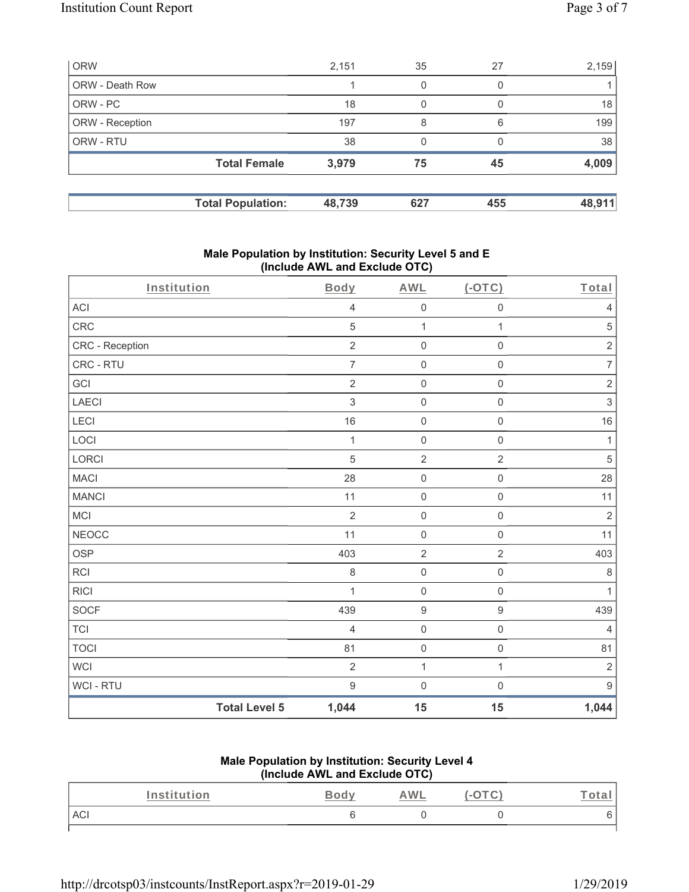| ORW | 2,151 | 35 | 27 | 2,159 |
|---|---|---|---|---|
| ORW - Death Row | 1 | 0 | 0 | 1 |
| ORW - PC | 18 | 0 | 0 | 18 |
| ORW - Reception | 197 | 8 | 6 | 199 |
| ORW - RTU | 38 | 0 | 0 | 38 |
| **Total Female** | **3,979** | **75** | **45** | **4,009** |

| **Total Population:** | **48,739** | **627** | **455** | **48,911** |
|---|---|---|---|---|

### Male Population by Institution: Security Level 5 and E (Include AWL and Exclude OTC)

| Institution | Body | AWL | (-OTC) | Total |
|---|---|---|---|---|
| ACI | 4 | 0 | 0 | 4 |
| CRC | 5 | 1 | 1 | 5 |
| CRC - Reception | 2 | 0 | 0 | 2 |
| CRC - RTU | 7 | 0 | 0 | 7 |
| GCI | 2 | 0 | 0 | 2 |
| LAECI | 3 | 0 | 0 | 3 |
| LECI | 16 | 0 | 0 | 16 |
| LOCI | 1 | 0 | 0 | 1 |
| LORCI | 5 | 2 | 2 | 5 |
| MACI | 28 | 0 | 0 | 28 |
| MANCI | 11 | 0 | 0 | 11 |
| MCI | 2 | 0 | 0 | 2 |
| NEOCC | 11 | 0 | 0 | 11 |
| OSP | 403 | 2 | 2 | 403 |
| RCI | 8 | 0 | 0 | 8 |
| RICI | 1 | 0 | 0 | 1 |
| SOCF | 439 | 9 | 9 | 439 |
| TCI | 4 | 0 | 0 | 4 |
| TOCI | 81 | 0 | 0 | 81 |
| WCI | 2 | 1 | 1 | 2 |
| WCI - RTU | 9 | 0 | 0 | 9 |
| **Total Level 5** | **1,044** | **15** | **15** | **1,044** |

### Male Population by Institution: Security Level 4 (Include AWL and Exclude OTC)

| Institution | Body | AWL | (-OTC) | Total |
|---|---|---|---|---|
| ACI | 6 | 0 | 0 | 6 |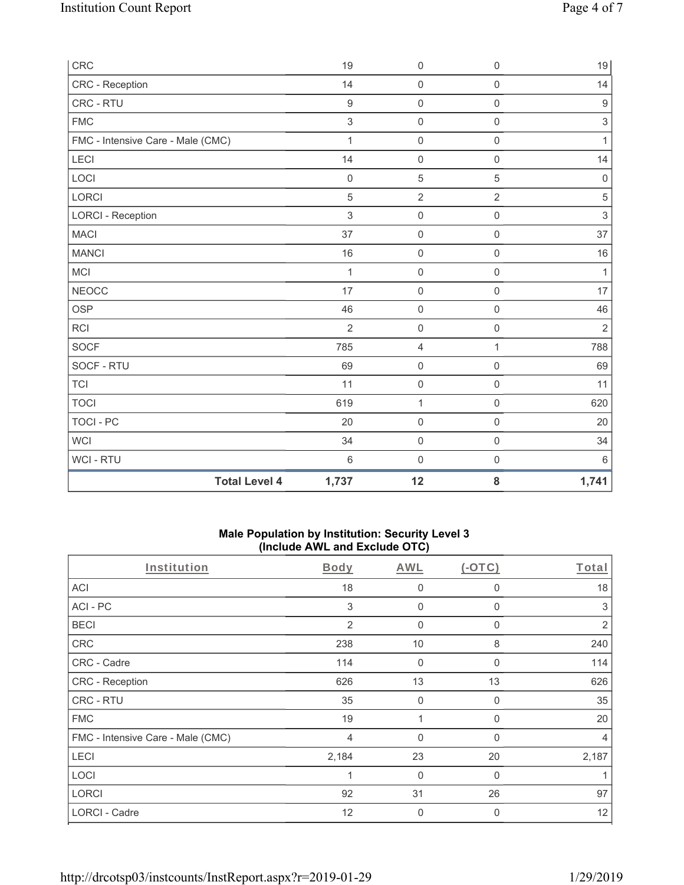| | | | | |
|---|---|---|---|---|
| CRC | 19 | 0 | 0 | 19 |
| CRC - Reception | 14 | 0 | 0 | 14 |
| CRC - RTU | 9 | 0 | 0 | 9 |
| FMC | 3 | 0 | 0 | 3 |
| FMC - Intensive Care - Male (CMC) | 1 | 0 | 0 | 1 |
| LECI | 14 | 0 | 0 | 14 |
| LOCI | 0 | 5 | 5 | 0 |
| LORCI | 5 | 2 | 2 | 5 |
| LORCI - Reception | 3 | 0 | 0 | 3 |
| MACI | 37 | 0 | 0 | 37 |
| MANCI | 16 | 0 | 0 | 16 |
| MCI | 1 | 0 | 0 | 1 |
| NEOCC | 17 | 0 | 0 | 17 |
| OSP | 46 | 0 | 0 | 46 |
| RCI | 2 | 0 | 0 | 2 |
| SOCF | 785 | 4 | 1 | 788 |
| SOCF - RTU | 69 | 0 | 0 | 69 |
| TCI | 11 | 0 | 0 | 11 |
| TOCI | 619 | 1 | 0 | 620 |
| TOCI - PC | 20 | 0 | 0 | 20 |
| WCI | 34 | 0 | 0 | 34 |
| WCI - RTU | 6 | 0 | 0 | 6 |
| **Total Level 4** | **1,737** | **12** | **8** | **1,741** |

**Male Population by Institution: Security Level 3**
**(Include AWL and Exclude OTC)**

| Institution | Body | AWL | (-OTC) | Total |
|---|---|---|---|---|
| ACI | 18 | 0 | 0 | 18 |
| ACI - PC | 3 | 0 | 0 | 3 |
| BECI | 2 | 0 | 0 | 2 |
| CRC | 238 | 10 | 8 | 240 |
| CRC - Cadre | 114 | 0 | 0 | 114 |
| CRC - Reception | 626 | 13 | 13 | 626 |
| CRC - RTU | 35 | 0 | 0 | 35 |
| FMC | 19 | 1 | 0 | 20 |
| FMC - Intensive Care - Male (CMC) | 4 | 0 | 0 | 4 |
| LECI | 2,184 | 23 | 20 | 2,187 |
| LOCI | 1 | 0 | 0 | 1 |
| LORCI | 92 | 31 | 26 | 97 |
| LORCI - Cadre | 12 | 0 | 0 | 12 |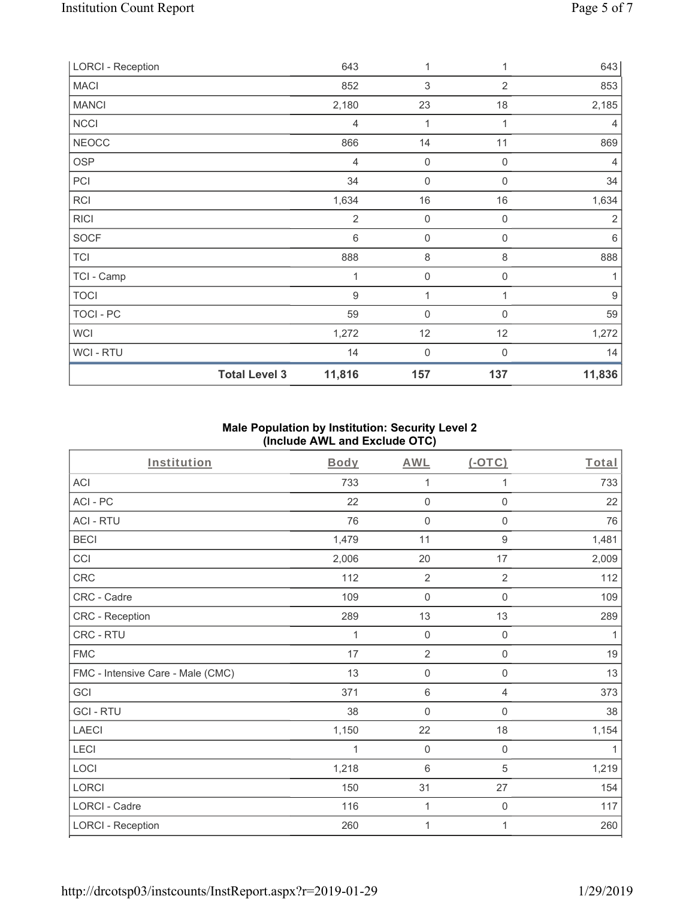| | Body | AWL | (-OTC) | Total |
|---|---|---|---|---|
| LORCI - Reception | 643 | 1 | 1 | 643 |
| MACI | 852 | 3 | 2 | 853 |
| MANCI | 2,180 | 23 | 18 | 2,185 |
| NCCI | 4 | 1 | 1 | 4 |
| NEOCC | 866 | 14 | 11 | 869 |
| OSP | 4 | 0 | 0 | 4 |
| PCI | 34 | 0 | 0 | 34 |
| RCI | 1,634 | 16 | 16 | 1,634 |
| RICI | 2 | 0 | 0 | 2 |
| SOCF | 6 | 0 | 0 | 6 |
| TCI | 888 | 8 | 8 | 888 |
| TCI - Camp | 1 | 0 | 0 | 1 |
| TOCI | 9 | 1 | 1 | 9 |
| TOCI - PC | 59 | 0 | 0 | 59 |
| WCI | 1,272 | 12 | 12 | 1,272 |
| WCI - RTU | 14 | 0 | 0 | 14 |
| **Total Level 3** | **11,816** | **157** | **137** | **11,836** |

**Male Population by Institution: Security Level 2**
**(Include AWL and Exclude OTC)**

| Institution | Body | AWL | (-OTC) | Total |
|---|---|---|---|---|
| ACI | 733 | 1 | 1 | 733 |
| ACI - PC | 22 | 0 | 0 | 22 |
| ACI - RTU | 76 | 0 | 0 | 76 |
| BECI | 1,479 | 11 | 9 | 1,481 |
| CCI | 2,006 | 20 | 17 | 2,009 |
| CRC | 112 | 2 | 2 | 112 |
| CRC - Cadre | 109 | 0 | 0 | 109 |
| CRC - Reception | 289 | 13 | 13 | 289 |
| CRC - RTU | 1 | 0 | 0 | 1 |
| FMC | 17 | 2 | 0 | 19 |
| FMC - Intensive Care - Male (CMC) | 13 | 0 | 0 | 13 |
| GCI | 371 | 6 | 4 | 373 |
| GCI - RTU | 38 | 0 | 0 | 38 |
| LAECI | 1,150 | 22 | 18 | 1,154 |
| LECI | 1 | 0 | 0 | 1 |
| LOCI | 1,218 | 6 | 5 | 1,219 |
| LORCI | 150 | 31 | 27 | 154 |
| LORCI - Cadre | 116 | 1 | 0 | 117 |
| LORCI - Reception | 260 | 1 | 1 | 260 |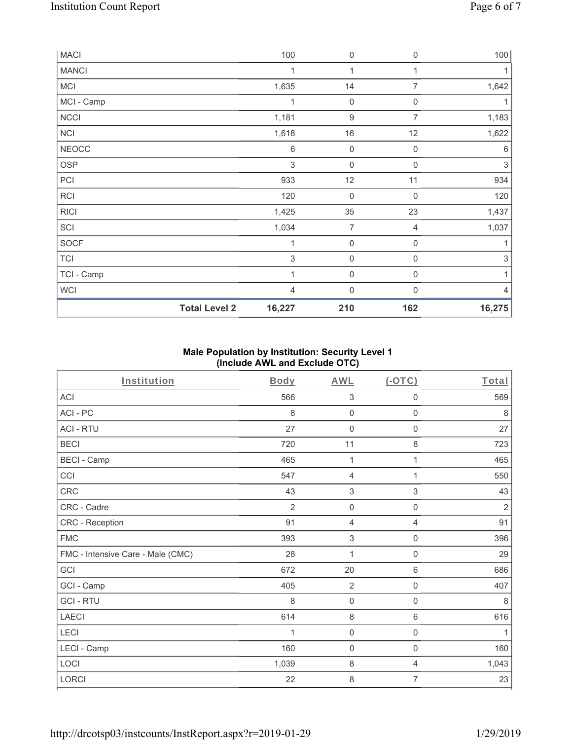| | Body | AWL | (-OTC) | Total |
|---|---|---|---|---|
| MACI | 100 | 0 | 0 | 100 |
| MANCI | 1 | 1 | 1 | 1 |
| MCI | 1,635 | 14 | 7 | 1,642 |
| MCI - Camp | 1 | 0 | 0 | 1 |
| NCCI | 1,181 | 9 | 7 | 1,183 |
| NCI | 1,618 | 16 | 12 | 1,622 |
| NEOCC | 6 | 0 | 0 | 6 |
| OSP | 3 | 0 | 0 | 3 |
| PCI | 933 | 12 | 11 | 934 |
| RCI | 120 | 0 | 0 | 120 |
| RICI | 1,425 | 35 | 23 | 1,437 |
| SCI | 1,034 | 7 | 4 | 1,037 |
| SOCF | 1 | 0 | 0 | 1 |
| TCI | 3 | 0 | 0 | 3 |
| TCI - Camp | 1 | 0 | 0 | 1 |
| WCI | 4 | 0 | 0 | 4 |
| **Total Level 2** | **16,227** | **210** | **162** | **16,275** |

## Male Population by Institution: Security Level 1 (Include AWL and Exclude OTC)

| Institution | Body | AWL | (-OTC) | Total |
|---|---|---|---|---|
| ACI | 566 | 3 | 0 | 569 |
| ACI - PC | 8 | 0 | 0 | 8 |
| ACI - RTU | 27 | 0 | 0 | 27 |
| BECI | 720 | 11 | 8 | 723 |
| BECI - Camp | 465 | 1 | 1 | 465 |
| CCI | 547 | 4 | 1 | 550 |
| CRC | 43 | 3 | 3 | 43 |
| CRC - Cadre | 2 | 0 | 0 | 2 |
| CRC - Reception | 91 | 4 | 4 | 91 |
| FMC | 393 | 3 | 0 | 396 |
| FMC - Intensive Care - Male (CMC) | 28 | 1 | 0 | 29 |
| GCI | 672 | 20 | 6 | 686 |
| GCI - Camp | 405 | 2 | 0 | 407 |
| GCI - RTU | 8 | 0 | 0 | 8 |
| LAECI | 614 | 8 | 6 | 616 |
| LECI | 1 | 0 | 0 | 1 |
| LECI - Camp | 160 | 0 | 0 | 160 |
| LOCI | 1,039 | 8 | 4 | 1,043 |
| LORCI | 22 | 8 | 7 | 23 |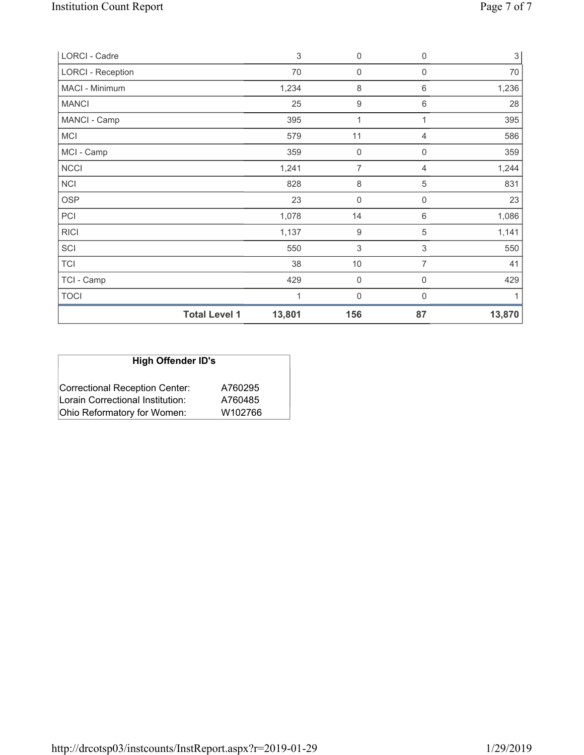| | | | | |
|---|---|---|---|---|
| LORCI - Cadre | 3 | 0 | 0 | 3 |
| LORCI - Reception | 70 | 0 | 0 | 70 |
| MACI - Minimum | 1,234 | 8 | 6 | 1,236 |
| MANCI | 25 | 9 | 6 | 28 |
| MANCI - Camp | 395 | 1 | 1 | 395 |
| MCI | 579 | 11 | 4 | 586 |
| MCI - Camp | 359 | 0 | 0 | 359 |
| NCCI | 1,241 | 7 | 4 | 1,244 |
| NCI | 828 | 8 | 5 | 831 |
| OSP | 23 | 0 | 0 | 23 |
| PCI | 1,078 | 14 | 6 | 1,086 |
| RICI | 1,137 | 9 | 5 | 1,141 |
| SCI | 550 | 3 | 3 | 550 |
| TCI | 38 | 10 | 7 | 41 |
| TCI - Camp | 429 | 0 | 0 | 429 |
| TOCI | 1 | 0 | 0 | 1 |
| **Total Level 1** | **13,801** | **156** | **87** | **13,870** |

| **High Offender ID's** | |
|---|---|
| Correctional Reception Center: | A760295 |
| Lorain Correctional Institution: | A760485 |
| Ohio Reformatory for Women: | W102766 |